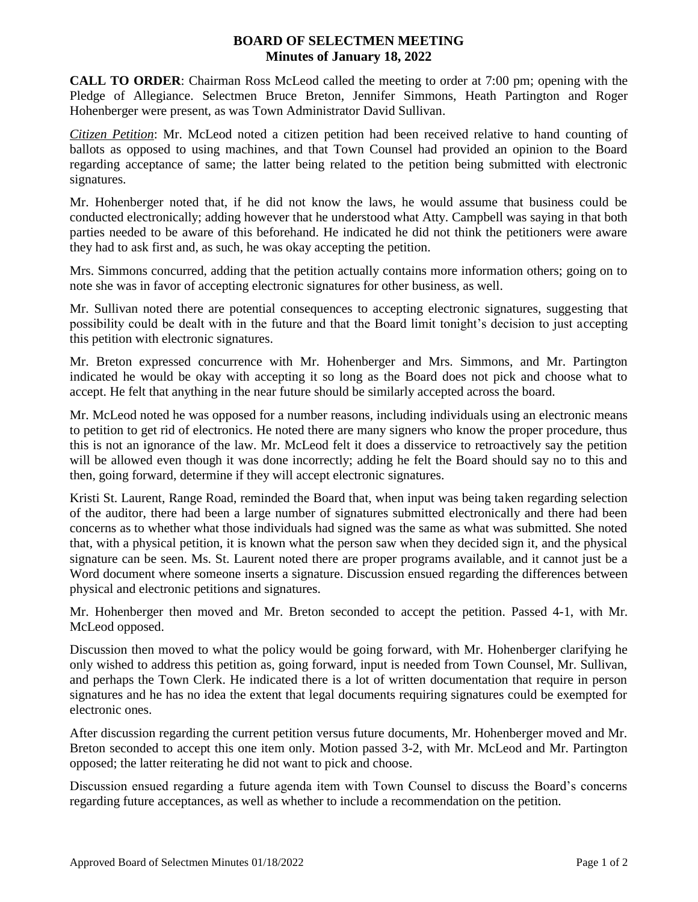# BOARD OF SELECTMEN MEETING
## Minutes of January 18, 2022

**CALL TO ORDER**: Chairman Ross McLeod called the meeting to order at 7:00 pm; opening with the Pledge of Allegiance. Selectmen Bruce Breton, Jennifer Simmons, Heath Partington and Roger Hohenberger were present, as was Town Administrator David Sullivan.

*Citizen Petition*: Mr. McLeod noted a citizen petition had been received relative to hand counting of ballots as opposed to using machines, and that Town Counsel had provided an opinion to the Board regarding acceptance of same; the latter being related to the petition being submitted with electronic signatures.

Mr. Hohenberger noted that, if he did not know the laws, he would assume that business could be conducted electronically; adding however that he understood what Atty. Campbell was saying in that both parties needed to be aware of this beforehand. He indicated he did not think the petitioners were aware they had to ask first and, as such, he was okay accepting the petition.

Mrs. Simmons concurred, adding that the petition actually contains more information others; going on to note she was in favor of accepting electronic signatures for other business, as well.

Mr. Sullivan noted there are potential consequences to accepting electronic signatures, suggesting that possibility could be dealt with in the future and that the Board limit tonight's decision to just accepting this petition with electronic signatures.

Mr. Breton expressed concurrence with Mr. Hohenberger and Mrs. Simmons, and Mr. Partington indicated he would be okay with accepting it so long as the Board does not pick and choose what to accept. He felt that anything in the near future should be similarly accepted across the board.

Mr. McLeod noted he was opposed for a number reasons, including individuals using an electronic means to petition to get rid of electronics. He noted there are many signers who know the proper procedure, thus this is not an ignorance of the law. Mr. McLeod felt it does a disservice to retroactively say the petition will be allowed even though it was done incorrectly; adding he felt the Board should say no to this and then, going forward, determine if they will accept electronic signatures.

Kristi St. Laurent, Range Road, reminded the Board that, when input was being taken regarding selection of the auditor, there had been a large number of signatures submitted electronically and there had been concerns as to whether what those individuals had signed was the same as what was submitted. She noted that, with a physical petition, it is known what the person saw when they decided sign it, and the physical signature can be seen. Ms. St. Laurent noted there are proper programs available, and it cannot just be a Word document where someone inserts a signature. Discussion ensued regarding the differences between physical and electronic petitions and signatures.

Mr. Hohenberger then moved and Mr. Breton seconded to accept the petition. Passed 4-1, with Mr. McLeod opposed.

Discussion then moved to what the policy would be going forward, with Mr. Hohenberger clarifying he only wished to address this petition as, going forward, input is needed from Town Counsel, Mr. Sullivan, and perhaps the Town Clerk. He indicated there is a lot of written documentation that require in person signatures and he has no idea the extent that legal documents requiring signatures could be exempted for electronic ones.

After discussion regarding the current petition versus future documents, Mr. Hohenberger moved and Mr. Breton seconded to accept this one item only. Motion passed 3-2, with Mr. McLeod and Mr. Partington opposed; the latter reiterating he did not want to pick and choose.

Discussion ensued regarding a future agenda item with Town Counsel to discuss the Board's concerns regarding future acceptances, as well as whether to include a recommendation on the petition.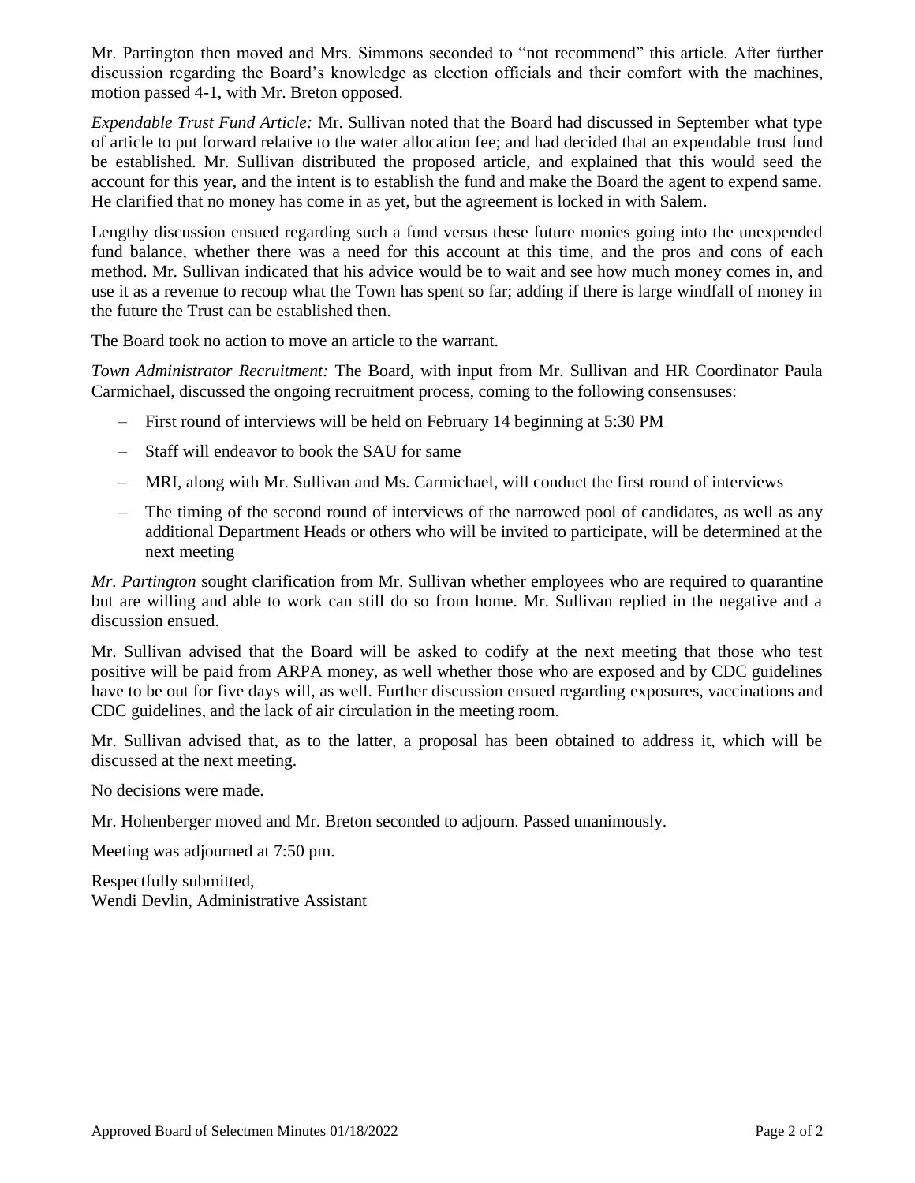Mr. Partington then moved and Mrs. Simmons seconded to "not recommend" this article. After further discussion regarding the Board's knowledge as election officials and their comfort with the machines, motion passed 4-1, with Mr. Breton opposed.

*Expendable Trust Fund Article:* Mr. Sullivan noted that the Board had discussed in September what type of article to put forward relative to the water allocation fee; and had decided that an expendable trust fund be established. Mr. Sullivan distributed the proposed article, and explained that this would seed the account for this year, and the intent is to establish the fund and make the Board the agent to expend same. He clarified that no money has come in as yet, but the agreement is locked in with Salem.

Lengthy discussion ensued regarding such a fund versus these future monies going into the unexpended fund balance, whether there was a need for this account at this time, and the pros and cons of each method. Mr. Sullivan indicated that his advice would be to wait and see how much money comes in, and use it as a revenue to recoup what the Town has spent so far; adding if there is large windfall of money in the future the Trust can be established then.

The Board took no action to move an article to the warrant.

*Town Administrator Recruitment:* The Board, with input from Mr. Sullivan and HR Coordinator Paula Carmichael, discussed the ongoing recruitment process, coming to the following consensuses:

- First round of interviews will be held on February 14 beginning at 5:30 PM
- Staff will endeavor to book the SAU for same
- MRI, along with Mr. Sullivan and Ms. Carmichael, will conduct the first round of interviews
- The timing of the second round of interviews of the narrowed pool of candidates, as well as any additional Department Heads or others who will be invited to participate, will be determined at the next meeting

*Mr. Partington* sought clarification from Mr. Sullivan whether employees who are required to quarantine but are willing and able to work can still do so from home. Mr. Sullivan replied in the negative and a discussion ensued.

Mr. Sullivan advised that the Board will be asked to codify at the next meeting that those who test positive will be paid from ARPA money, as well whether those who are exposed and by CDC guidelines have to be out for five days will, as well. Further discussion ensued regarding exposures, vaccinations and CDC guidelines, and the lack of air circulation in the meeting room.

Mr. Sullivan advised that, as to the latter, a proposal has been obtained to address it, which will be discussed at the next meeting.

No decisions were made.

Mr. Hohenberger moved and Mr. Breton seconded to adjourn. Passed unanimously.

Meeting was adjourned at 7:50 pm.

Respectfully submitted,
Wendi Devlin, Administrative Assistant

Approved Board of Selectmen Minutes 01/18/2022